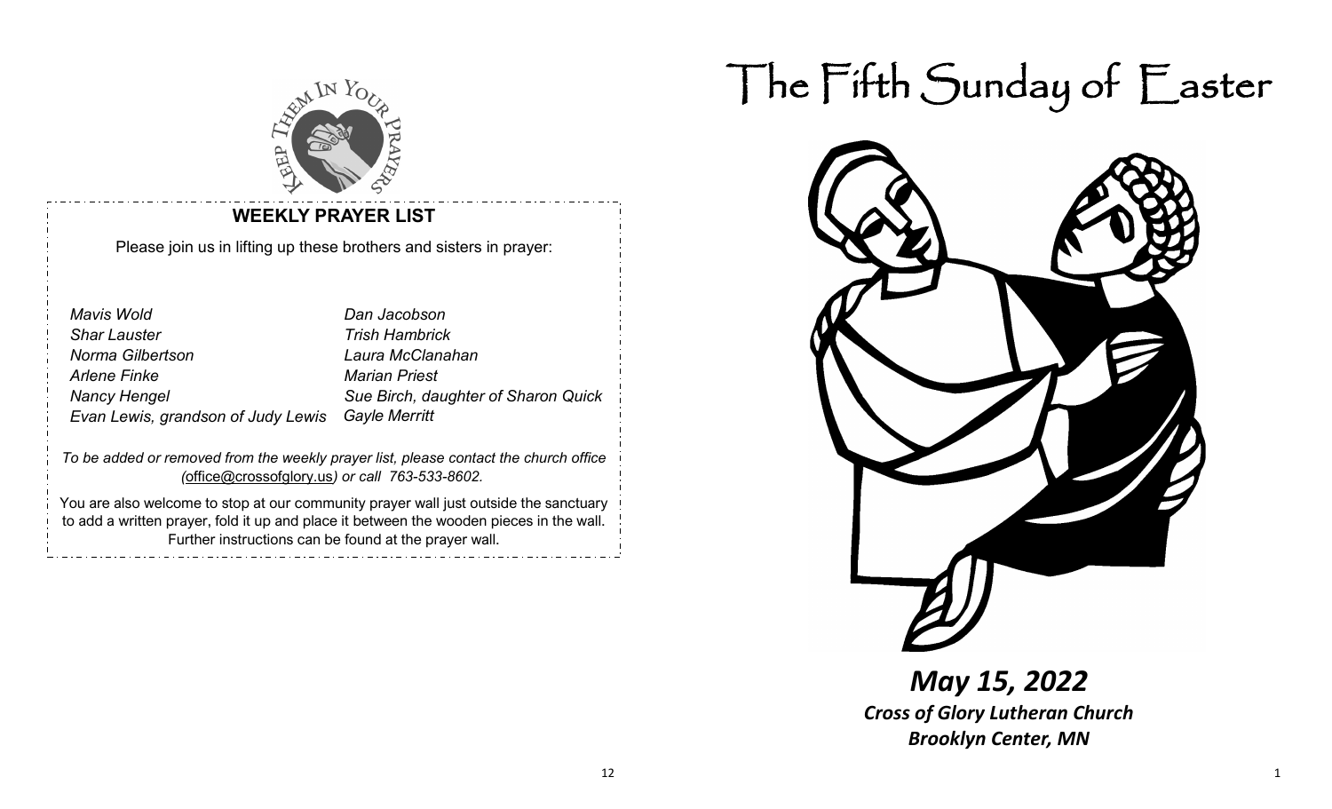## WEEKLY PRAYER LIST

Please join us in lifting up these brothers and sisters in prayer:

*Mavis Wold*
*Shar Lauster*
*Norma Gilbertson*
*Arlene Finke*
*Nancy Hengel*
*Evan Lewis, grandson of Judy Lewis*
*Dan Jacobson*
*Trish Hambrick*
*Laura McClanahan*
*Marian Priest*
*Sue Birch, daughter of Sharon Quick*
*Gayle Merritt*

*To be added or removed from the weekly prayer list, please contact the church office (office@crossofglory.us) or call 763-533-8602.*

You are also welcome to stop at our community prayer wall just outside the sanctuary to add a written prayer, fold it up and place it between the wooden pieces in the wall. Further instructions can be found at the prayer wall.

# The Fifth Sunday of Easter

***May 15, 2022***

***Cross of Glory Lutheran Church***

***Brooklyn Center, MN***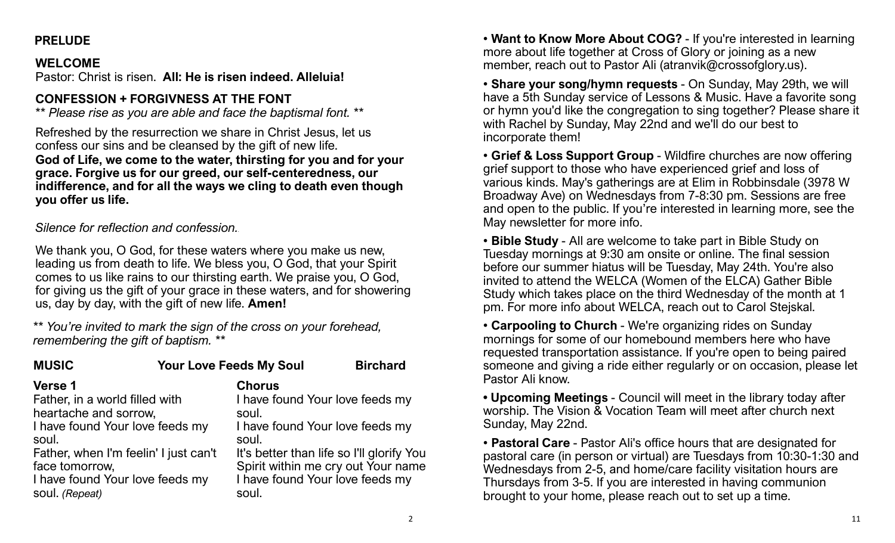**PRELUDE**

**WELCOME**

Pastor: Christ is risen. **All: He is risen indeed. Alleluia!**

**CONFESSION + FORGIVNESS AT THE FONT**

** *Please rise as you are able and face the baptismal font.* **

Refreshed by the resurrection we share in Christ Jesus, let us confess our sins and be cleansed by the gift of new life.

**God of Life, we come to the water, thirsting for you and for your grace. Forgive us for our greed, our self-centeredness, our indifference, and for all the ways we cling to death even though you offer us life.**

*Silence for reflection and confession.*

We thank you, O God, for these waters where you make us new, leading us from death to life. We bless you, O God, that your Spirit comes to us like rains to our thirsting earth. We praise you, O God, for giving us the gift of your grace in these waters, and for showering us, day by day, with the gift of new life. **Amen!**

** *You're invited to mark the sign of the cross on your forehead, remembering the gift of baptism.* **

**MUSIC** **Your Love Feeds My Soul** **Birchard**

**Verse 1**

Father, in a world filled with heartache and sorrow,
I have found Your love feeds my soul.
Father, when I'm feelin' I just can't face tomorrow,
I have found Your love feeds my soul. *(Repeat)*

**Chorus**

I have found Your love feeds my soul.
I have found Your love feeds my soul.
It's better than life so I'll glorify You
Spirit within me cry out Your name
I have found Your love feeds my soul.

• **Want to Know More About COG?** - If you're interested in learning more about life together at Cross of Glory or joining as a new member, reach out to Pastor Ali (atranvik@crossofglory.us).

• **Share your song/hymn requests** - On Sunday, May 29th, we will have a 5th Sunday service of Lessons & Music. Have a favorite song or hymn you'd like the congregation to sing together? Please share it with Rachel by Sunday, May 22nd and we'll do our best to incorporate them!

• **Grief & Loss Support Group** - Wildfire churches are now offering grief support to those who have experienced grief and loss of various kinds. May's gatherings are at Elim in Robbinsdale (3978 W Broadway Ave) on Wednesdays from 7-8:30 pm. Sessions are free and open to the public. If you're interested in learning more, see the May newsletter for more info.

• **Bible Study** - All are welcome to take part in Bible Study on Tuesday mornings at 9:30 am onsite or online. The final session before our summer hiatus will be Tuesday, May 24th. You're also invited to attend the WELCA (Women of the ELCA) Gather Bible Study which takes place on the third Wednesday of the month at 1 pm. For more info about WELCA, reach out to Carol Stejskal.

• **Carpooling to Church** - We're organizing rides on Sunday mornings for some of our homebound members here who have requested transportation assistance. If you're open to being paired someone and giving a ride either regularly or on occasion, please let Pastor Ali know.

**• Upcoming Meetings** - Council will meet in the library today after worship. The Vision & Vocation Team will meet after church next Sunday, May 22nd.

• **Pastoral Care** - Pastor Ali's office hours that are designated for pastoral care (in person or virtual) are Tuesdays from 10:30-1:30 and Wednesdays from 2-5, and home/care facility visitation hours are Thursdays from 3-5. If you are interested in having communion brought to your home, please reach out to set up a time.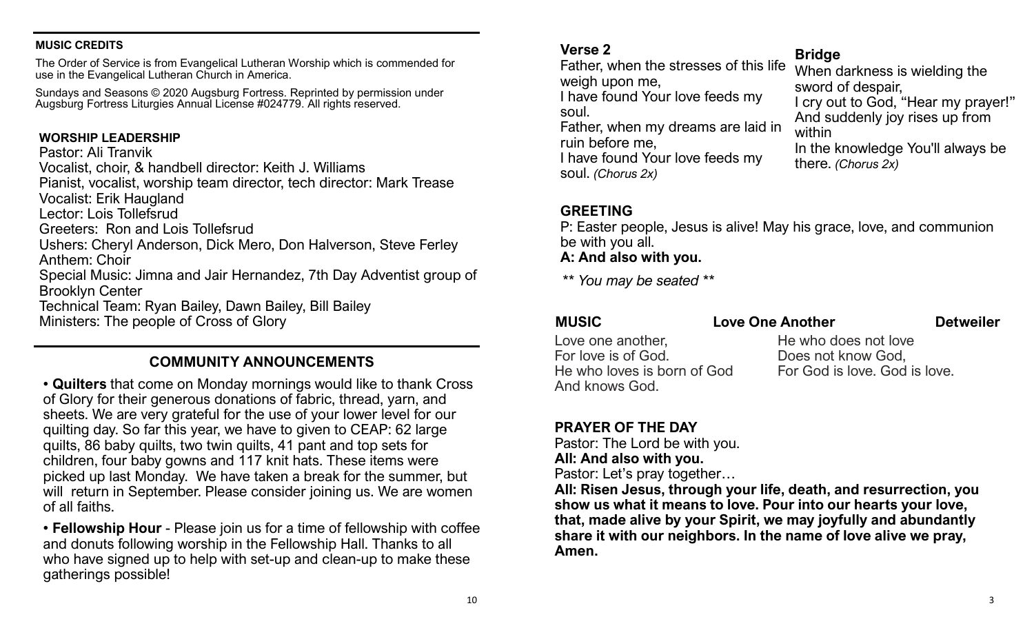**MUSIC CREDITS**

The Order of Service is from Evangelical Lutheran Worship which is commended for use in the Evangelical Lutheran Church in America.

Sundays and Seasons © 2020 Augsburg Fortress. Reprinted by permission under Augsburg Fortress Liturgies Annual License #024779. All rights reserved.

**WORSHIP LEADERSHIP**

Pastor: Ali Tranvik
Vocalist, choir, & handbell director: Keith J. Williams
Pianist, vocalist, worship team director, tech director: Mark Trease
Vocalist: Erik Haugland
Lector: Lois Tollefsrud
Greeters: Ron and Lois Tollefsrud
Ushers: Cheryl Anderson, Dick Mero, Don Halverson, Steve Ferley
Anthem: Choir
Special Music: Jimna and Jair Hernandez, 7th Day Adventist group of Brooklyn Center
Technical Team: Ryan Bailey, Dawn Bailey, Bill Bailey
Ministers: The people of Cross of Glory

## COMMUNITY ANNOUNCEMENTS

• **Quilters** that come on Monday mornings would like to thank Cross of Glory for their generous donations of fabric, thread, yarn, and sheets. We are very grateful for the use of your lower level for our quilting day. So far this year, we have to given to CEAP: 62 large quilts, 86 baby quilts, two twin quilts, 41 pant and top sets for children, four baby gowns and 117 knit hats. These items were picked up last Monday. We have taken a break for the summer, but will return in September. Please consider joining us. We are women of all faiths.

• **Fellowship Hour** - Please join us for a time of fellowship with coffee and donuts following worship in the Fellowship Hall. Thanks to all who have signed up to help with set-up and clean-up to make these gatherings possible!

**Verse 2**

Father, when the stresses of this life weigh upon me,
I have found Your love feeds my soul.
Father, when my dreams are laid in ruin before me,
I have found Your love feeds my soul. *(Chorus 2x)*

**Bridge**

When darkness is wielding the sword of despair,
I cry out to God, "Hear my prayer!"
And suddenly joy rises up from within
In the knowledge You'll always be there. *(Chorus 2x)*

**GREETING**

P: Easter people, Jesus is alive! May his grace, love, and communion be with you all.
**A: And also with you.**

*\*\* You may be seated \*\**

**MUSIC** **Love One Another** **Detweiler**

Love one another,
For love is of God.
He who loves is born of God
And knows God.
He who does not love
Does not know God,
For God is love. God is love.

**PRAYER OF THE DAY**

Pastor: The Lord be with you.
**All: And also with you.**
Pastor: Let's pray together…
**All: Risen Jesus, through your life, death, and resurrection, you show us what it means to love. Pour into our hearts your love, that, made alive by your Spirit, we may joyfully and abundantly share it with our neighbors. In the name of love alive we pray, Amen.**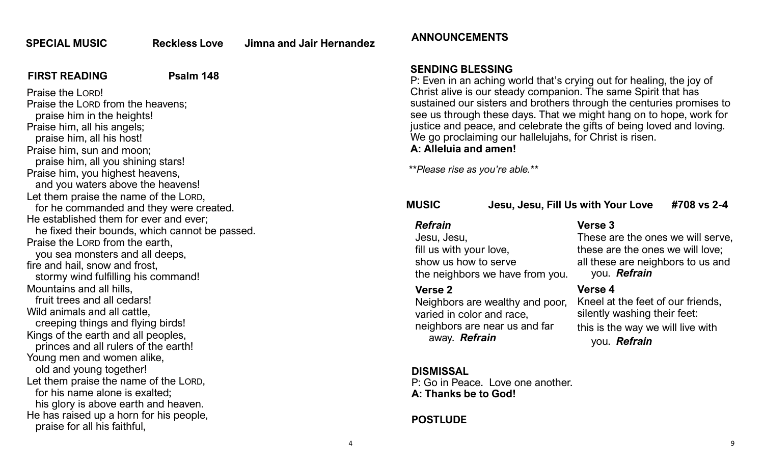**SPECIAL MUSIC** **Reckless Love** **Jimna and Jair Hernandez**

**FIRST READING** **Psalm 148**

Praise the LORD!
Praise the LORD from the heavens;
praise him in the heights!
Praise him, all his angels;
praise him, all his host!
Praise him, sun and moon;
praise him, all you shining stars!
Praise him, you highest heavens,
and you waters above the heavens!
Let them praise the name of the LORD,
for he commanded and they were created.
He established them for ever and ever;
he fixed their bounds, which cannot be passed.
Praise the LORD from the earth,
you sea monsters and all deeps,
fire and hail, snow and frost,
stormy wind fulfilling his command!
Mountains and all hills,
fruit trees and all cedars!
Wild animals and all cattle,
creeping things and flying birds!
Kings of the earth and all peoples,
princes and all rulers of the earth!
Young men and women alike,
old and young together!
Let them praise the name of the LORD,
for his name alone is exalted;
his glory is above earth and heaven.
He has raised up a horn for his people,
praise for all his faithful,

**ANNOUNCEMENTS**

**SENDING BLESSING**
P: Even in an aching world that's crying out for healing, the joy of Christ alive is our steady companion. The same Spirit that has sustained our sisters and brothers through the centuries promises to see us through these days. That we might hang on to hope, work for justice and peace, and celebrate the gifts of being loved and loving. We go proclaiming our hallelujahs, for Christ is risen.
**A: Alleluia and amen!**

*\*\*Please rise as you're able.\*\**

**MUSIC** **Jesu, Jesu, Fill Us with Your Love** **#708 vs 2-4**

***Refrain***
Jesu, Jesu,
fill us with your love,
show us how to serve
the neighbors we have from you.

**Verse 2**
Neighbors are wealthy and poor,
varied in color and race,
neighbors are near us and far
away. ***Refrain***

**Verse 3**
These are the ones we will serve,
these are the ones we will love;
all these are neighbors to us and
you. ***Refrain***

**Verse 4**
Kneel at the feet of our friends,
silently washing their feet:
this is the way we will live with
you. ***Refrain***

**DISMISSAL**
P: Go in Peace. Love one another.
**A: Thanks be to God!**

**POSTLUDE**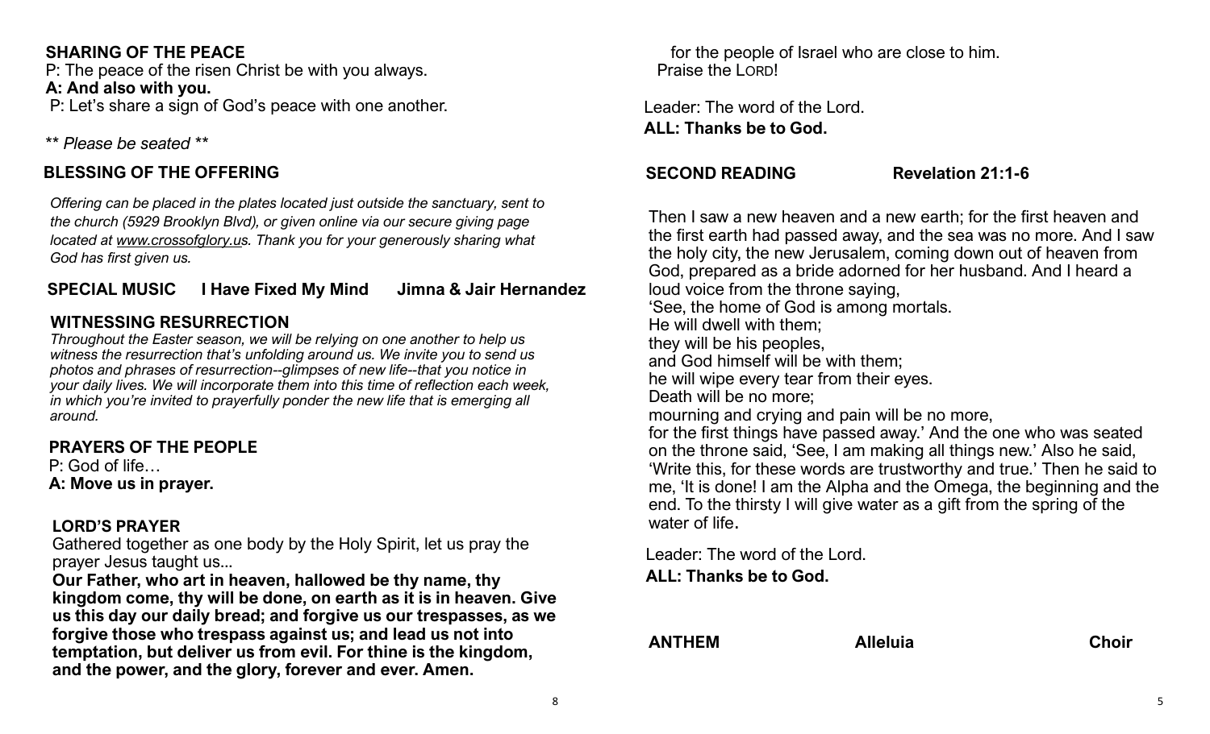## SHARING OF THE PEACE

P: The peace of the risen Christ be with you always.

**A: And also with you.**

P: Let's share a sign of God's peace with one another.

*\*\* Please be seated \*\**

## BLESSING OF THE OFFERING

*Offering can be placed in the plates located just outside the sanctuary, sent to the church (5929 Brooklyn Blvd), or given online via our secure giving page located at www.crossofglory.us. Thank you for your generously sharing what God has first given us.*

## SPECIAL MUSIC I Have Fixed My Mind Jimna & Jair Hernandez

## WITNESSING RESURRECTION

*Throughout the Easter season, we will be relying on one another to help us witness the resurrection that's unfolding around us. We invite you to send us photos and phrases of resurrection--glimpses of new life--that you notice in your daily lives. We will incorporate them into this time of reflection each week, in which you're invited to prayerfully ponder the new life that is emerging all around.*

## PRAYERS OF THE PEOPLE

P: God of life…

**A: Move us in prayer.**

## LORD'S PRAYER

Gathered together as one body by the Holy Spirit, let us pray the prayer Jesus taught us...

**Our Father, who art in heaven, hallowed be thy name, thy kingdom come, thy will be done, on earth as it is in heaven. Give us this day our daily bread; and forgive us our trespasses, as we forgive those who trespass against us; and lead us not into temptation, but deliver us from evil. For thine is the kingdom, and the power, and the glory, forever and ever. Amen.**

for the people of Israel who are close to him.
Praise the LORD!

Leader: The word of the Lord.

**ALL: Thanks be to God.**

## SECOND READING Revelation 21:1-6

Then I saw a new heaven and a new earth; for the first heaven and the first earth had passed away, and the sea was no more. And I saw the holy city, the new Jerusalem, coming down out of heaven from God, prepared as a bride adorned for her husband. And I heard a loud voice from the throne saying,
'See, the home of God is among mortals.
He will dwell with them;
they will be his peoples,
and God himself will be with them;
he will wipe every tear from their eyes.
Death will be no more;
mourning and crying and pain will be no more,
for the first things have passed away.' And the one who was seated on the throne said, 'See, I am making all things new.' Also he said, 'Write this, for these words are trustworthy and true.' Then he said to me, 'It is done! I am the Alpha and the Omega, the beginning and the end. To the thirsty I will give water as a gift from the spring of the water of life.

Leader: The word of the Lord.

**ALL: Thanks be to God.**

## ANTHEM Alleluia Choir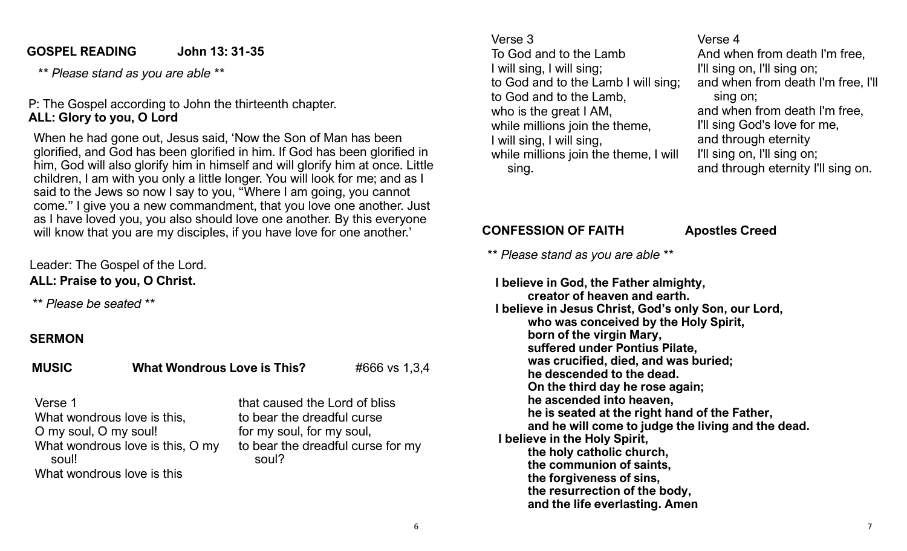**GOSPEL READING John 13: 31-35**

*\*\* Please stand as you are able \*\**

P: The Gospel according to John the thirteenth chapter.
**ALL: Glory to you, O Lord**

When he had gone out, Jesus said, 'Now the Son of Man has been glorified, and God has been glorified in him. If God has been glorified in him, God will also glorify him in himself and will glorify him at once. Little children, I am with you only a little longer. You will look for me; and as I said to the Jews so now I say to you, "Where I am going, you cannot come." I give you a new commandment, that you love one another. Just as I have loved you, you also should love one another. By this everyone will know that you are my disciples, if you have love for one another.'

Leader: The Gospel of the Lord.
**ALL: Praise to you, O Christ.**

*\*\* Please be seated \*\**

**SERMON**

**MUSIC What Wondrous Love is This?** #666 vs 1,3,4

Verse 1
What wondrous love is this,
O my soul, O my soul!
What wondrous love is this, O my soul!
What wondrous love is this
that caused the Lord of bliss
to bear the dreadful curse
for my soul, for my soul,
to bear the dreadful curse for my soul?

Verse 3
To God and to the Lamb
I will sing, I will sing;
to God and to the Lamb I will sing;
to God and to the Lamb,
who is the great I AM,
while millions join the theme,
I will sing, I will sing,
while millions join the theme, I will sing.

Verse 4
And when from death I'm free,
I'll sing on, I'll sing on;
and when from death I'm free, I'll sing on;
and when from death I'm free,
I'll sing God's love for me,
and through eternity
I'll sing on, I'll sing on;
and through eternity I'll sing on.

**CONFESSION OF FAITH Apostles Creed**

*\*\* Please stand as you are able \*\**

**I believe in God, the Father almighty,**
**creator of heaven and earth.**
**I believe in Jesus Christ, God's only Son, our Lord,**
**who was conceived by the Holy Spirit,**
**born of the virgin Mary,**
**suffered under Pontius Pilate,**
**was crucified, died, and was buried;**
**he descended to the dead.**
**On the third day he rose again;**
**he ascended into heaven,**
**he is seated at the right hand of the Father,**
**and he will come to judge the living and the dead.**
**I believe in the Holy Spirit,**
**the holy catholic church,**
**the communion of saints,**
**the forgiveness of sins,**
**the resurrection of the body,**
**and the life everlasting. Amen**